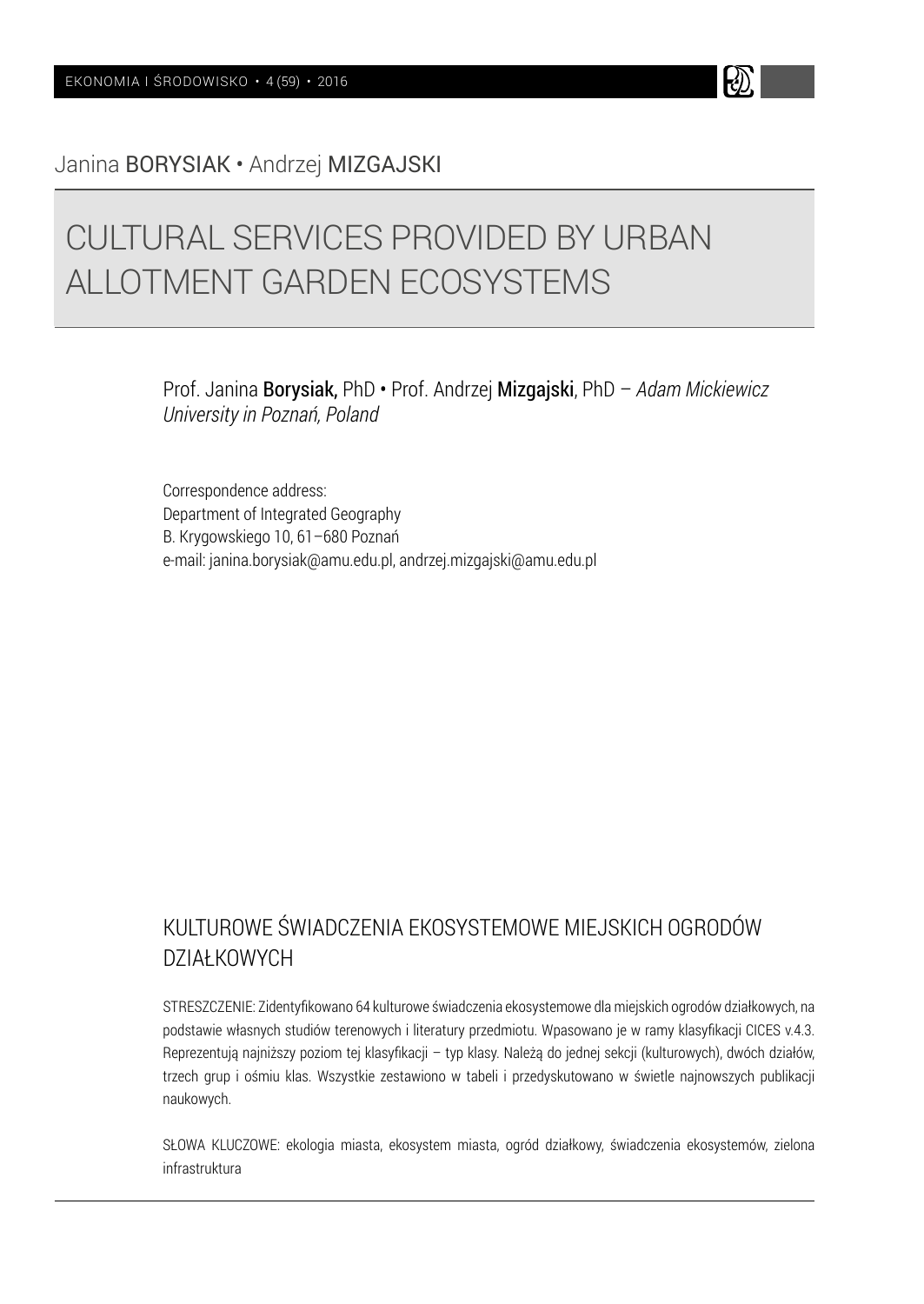Janina **BORYSIAK** • Andrzej **MIZGAJSKI**

# CULTURAL SERVICES PROVIDED BY URBAN ALLOTMENT GARDEN ECOSYSTEMS

Prof. Janina **Borysiak,** PhD • Prof. Andrzej **Mizgajski**, PhD – *Adam Mickiewicz University in Poznań, Poland*

Correspondence address:
Department of Integrated Geography
B. Krygowskiego 10, 61–680 Poznań
e-mail: janina.borysiak@amu.edu.pl, andrzej.mizgajski@amu.edu.pl

## KULTUROWE ŚWIADCZENIA EKOSYSTEMOWE MIEJSKICH OGRODÓW DZIAŁKOWYCH

STRESZCZENIE: Zidentyfikowano 64 kulturowe świadczenia ekosystemowe dla miejskich ogrodów działkowych, na podstawie własnych studiów terenowych i literatury przedmiotu. Wpasowano je w ramy klasyfikacji CICES v.4.3. Reprezentują najniższy poziom tej klasyfikacji – typ klasy. Należą do jednej sekcji (kulturowych), dwóch działów, trzech grup i ośmiu klas. Wszystkie zestawiono w tabeli i przedyskutowano w świetle najnowszych publikacji naukowych.

SŁOWA KLUCZOWE: ekologia miasta, ekosystem miasta, ogród działkowy, świadczenia ekosystemów, zielona infrastruktura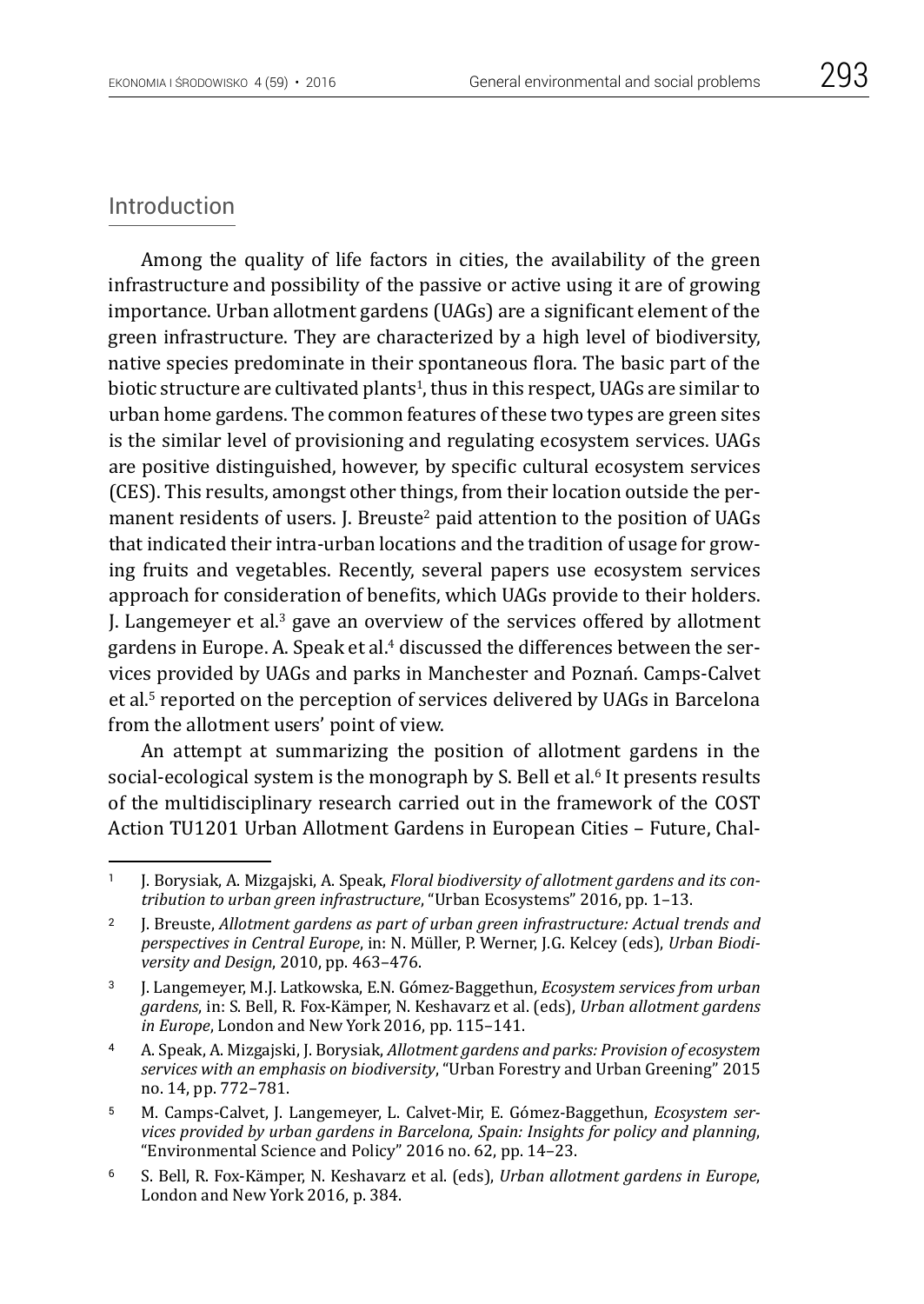## Introduction

Among the quality of life factors in cities, the availability of the green infrastructure and possibility of the passive or active using it are of growing importance. Urban allotment gardens (UAGs) are a significant element of the green infrastructure. They are characterized by a high level of biodiversity, native species predominate in their spontaneous flora. The basic part of the biotic structure are cultivated plants[1], thus in this respect, UAGs are similar to urban home gardens. The common features of these two types are green sites is the similar level of provisioning and regulating ecosystem services. UAGs are positive distinguished, however, by specific cultural ecosystem services (CES). This results, amongst other things, from their location outside the permanent residents of users. J. Breuste[2] paid attention to the position of UAGs that indicated their intra-urban locations and the tradition of usage for growing fruits and vegetables. Recently, several papers use ecosystem services approach for consideration of benefits, which UAGs provide to their holders. J. Langemeyer et al.[3] gave an overview of the services offered by allotment gardens in Europe. A. Speak et al.[4] discussed the differences between the services provided by UAGs and parks in Manchester and Poznań. Camps-Calvet et al.[5] reported on the perception of services delivered by UAGs in Barcelona from the allotment users' point of view.

An attempt at summarizing the position of allotment gardens in the social-ecological system is the monograph by S. Bell et al.[6] It presents results of the multidisciplinary research carried out in the framework of the COST Action TU1201 Urban Allotment Gardens in European Cities – Future, Chal-

---

[1] J. Borysiak, A. Mizgajski, A. Speak, *Floral biodiversity of allotment gardens and its contribution to urban green infrastructure*, "Urban Ecosystems" 2016, pp. 1–13.

[2] J. Breuste, *Allotment gardens as part of urban green infrastructure: Actual trends and perspectives in Central Europe*, in: N. Müller, P. Werner, J.G. Kelcey (eds), *Urban Biodiversity and Design*, 2010, pp. 463–476.

[3] J. Langemeyer, M.J. Latkowska, E.N. Gómez-Baggethun, *Ecosystem services from urban gardens*, in: S. Bell, R. Fox-Kämper, N. Keshavarz et al. (eds), *Urban allotment gardens in Europe*, London and New York 2016, pp. 115–141.

[4] A. Speak, A. Mizgajski, J. Borysiak, *Allotment gardens and parks: Provision of ecosystem services with an emphasis on biodiversity*, "Urban Forestry and Urban Greening" 2015 no. 14, pp. 772–781.

[5] M. Camps-Calvet, J. Langemeyer, L. Calvet-Mir, E. Gómez-Baggethun, *Ecosystem services provided by urban gardens in Barcelona, Spain: Insights for policy and planning*, "Environmental Science and Policy" 2016 no. 62, pp. 14–23.

[6] S. Bell, R. Fox-Kämper, N. Keshavarz et al. (eds), *Urban allotment gardens in Europe*, London and New York 2016, p. 384.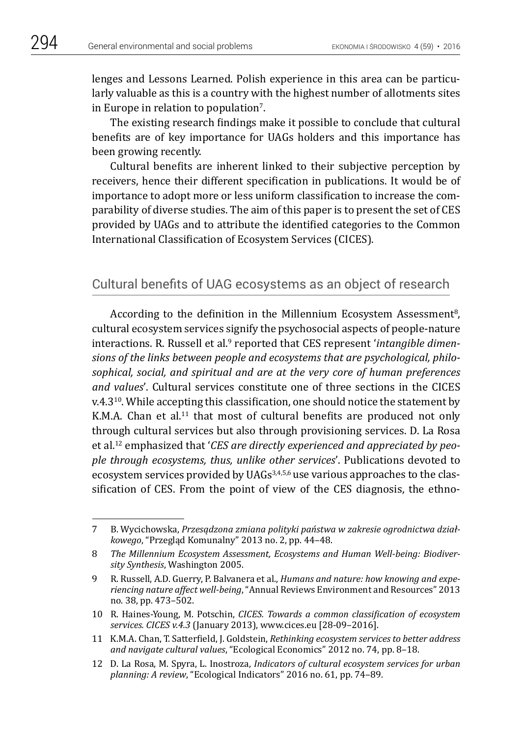lenges and Lessons Learned. Polish experience in this area can be particularly valuable as this is a country with the highest number of allotments sites in Europe in relation to population[7].

The existing research findings make it possible to conclude that cultural benefits are of key importance for UAGs holders and this importance has been growing recently.

Cultural benefits are inherent linked to their subjective perception by receivers, hence their different specification in publications. It would be of importance to adopt more or less uniform classification to increase the comparability of diverse studies. The aim of this paper is to present the set of CES provided by UAGs and to attribute the identified categories to the Common International Classification of Ecosystem Services (CICES).

## Cultural benefits of UAG ecosystems as an object of research

According to the definition in the Millennium Ecosystem Assessment[8], cultural ecosystem services signify the psychosocial aspects of people-nature interactions. R. Russell et al.[9] reported that CES represent '*intangible dimensions of the links between people and ecosystems that are psychological, philosophical, social, and spiritual and are at the very core of human preferences and values*'. Cultural services constitute one of three sections in the CICES v.4.3[10]. While accepting this classification, one should notice the statement by K.M.A. Chan et al.[11] that most of cultural benefits are produced not only through cultural services but also through provisioning services. D. La Rosa et al.[12] emphasized that '*CES are directly experienced and appreciated by people through ecosystems, thus, unlike other services*'. Publications devoted to ecosystem services provided by UAGs[3,4,5,6] use various approaches to the classification of CES. From the point of view of the CES diagnosis, the ethno-

---

7 B. Wycichowska, *Przesądzona zmiana polityki państwa w zakresie ogrodnictwa działkowego*, "Przegląd Komunalny" 2013 no. 2, pp. 44–48.

8 *The Millennium Ecosystem Assessment, Ecosystems and Human Well-being: Biodiversity Synthesis*, Washington 2005.

9 R. Russell, A.D. Guerry, P. Balvanera et al., *Humans and nature: how knowing and experiencing nature affect well-being*, "Annual Reviews Environment and Resources" 2013 no. 38, pp. 473–502.

10 R. Haines-Young, M. Potschin, *CICES. Towards a common classification of ecosystem services. CICES v.4.3* (January 2013), www.cices.eu [28-09–2016].

11 K.M.A. Chan, T. Satterfield, J. Goldstein, *Rethinking ecosystem services to better address and navigate cultural values*, "Ecological Economics" 2012 no. 74, pp. 8–18.

12 D. La Rosa, M. Spyra, L. Inostroza, *Indicators of cultural ecosystem services for urban planning: A review*, "Ecological Indicators" 2016 no. 61, pp. 74–89.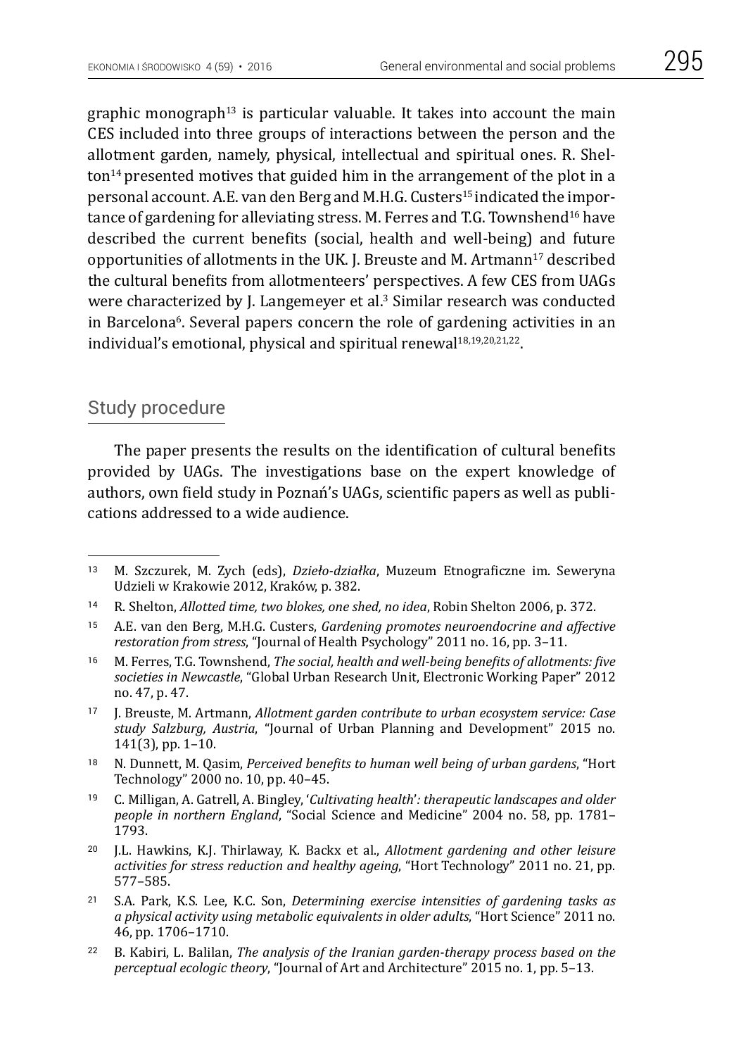graphic monograph[13] is particular valuable. It takes into account the main CES included into three groups of interactions between the person and the allotment garden, namely, physical, intellectual and spiritual ones. R. Shelton[14] presented motives that guided him in the arrangement of the plot in a personal account. A.E. van den Berg and M.H.G. Custers[15] indicated the importance of gardening for alleviating stress. M. Ferres and T.G. Townshend[16] have described the current benefits (social, health and well-being) and future opportunities of allotments in the UK. J. Breuste and M. Artmann[17] described the cultural benefits from allotmenteers' perspectives. A few CES from UAGs were characterized by J. Langemeyer et al.[3] Similar research was conducted in Barcelona[6]. Several papers concern the role of gardening activities in an individual's emotional, physical and spiritual renewal[18,19,20,21,22].

## Study procedure

The paper presents the results on the identification of cultural benefits provided by UAGs. The investigations base on the expert knowledge of authors, own field study in Poznań's UAGs, scientific papers as well as publications addressed to a wide audience.

---

13 M. Szczurek, M. Zych (eds), *Dzieło-działka*, Muzeum Etnograficzne im. Seweryna Udzieli w Krakowie 2012, Kraków, p. 382.

14 R. Shelton, *Allotted time, two blokes, one shed, no idea*, Robin Shelton 2006, p. 372.

15 A.E. van den Berg, M.H.G. Custers, *Gardening promotes neuroendocrine and affective restoration from stress*, "Journal of Health Psychology" 2011 no. 16, pp. 3–11.

16 M. Ferres, T.G. Townshend, *The social, health and well-being benefits of allotments: five societies in Newcastle*, "Global Urban Research Unit, Electronic Working Paper" 2012 no. 47, p. 47.

17 J. Breuste, M. Artmann, *Allotment garden contribute to urban ecosystem service: Case study Salzburg, Austria*, "Journal of Urban Planning and Development" 2015 no. 141(3), pp. 1–10.

18 N. Dunnett, M. Qasim, *Perceived benefits to human well being of urban gardens*, "Hort Technology" 2000 no. 10, pp. 40–45.

19 C. Milligan, A. Gatrell, A. Bingley, '*Cultivating health*'*: therapeutic landscapes and older people in northern England*, "Social Science and Medicine" 2004 no. 58, pp. 1781–1793.

20 J.L. Hawkins, K.J. Thirlaway, K. Backx et al., *Allotment gardening and other leisure activities for stress reduction and healthy ageing*, "Hort Technology" 2011 no. 21, pp. 577–585.

21 S.A. Park, K.S. Lee, K.C. Son, *Determining exercise intensities of gardening tasks as a physical activity using metabolic equivalents in older adults*, "Hort Science" 2011 no. 46, pp. 1706–1710.

22 B. Kabiri, L. Balilan, *The analysis of the Iranian garden-therapy process based on the perceptual ecologic theory*, "Journal of Art and Architecture" 2015 no. 1, pp. 5–13.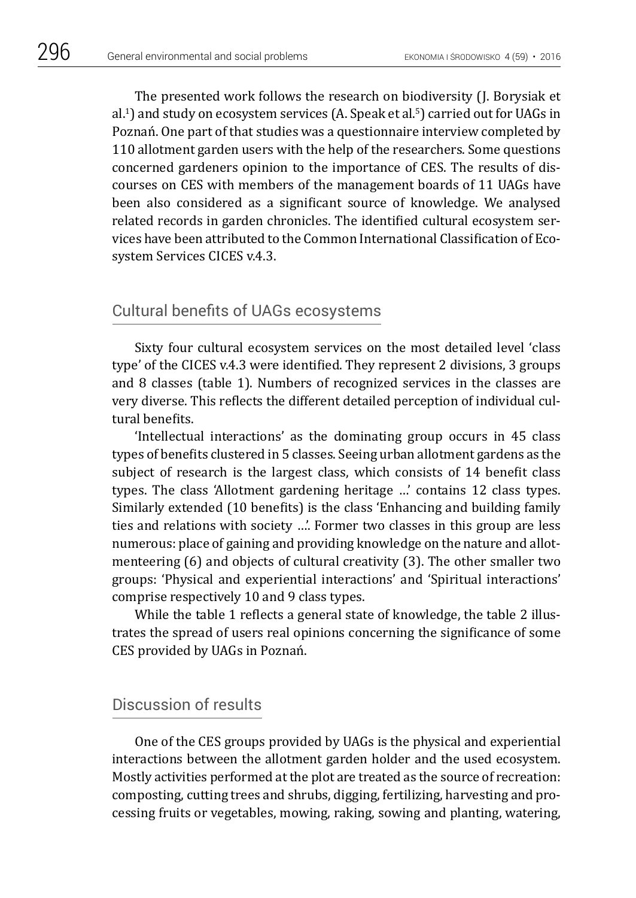The presented work follows the research on biodiversity (J. Borysiak et al.[1]) and study on ecosystem services (A. Speak et al.[5]) carried out for UAGs in Poznań. One part of that studies was a questionnaire interview completed by 110 allotment garden users with the help of the researchers. Some questions concerned gardeners opinion to the importance of CES. The results of discourses on CES with members of the management boards of 11 UAGs have been also considered as a significant source of knowledge. We analysed related records in garden chronicles. The identified cultural ecosystem services have been attributed to the Common International Classification of Ecosystem Services CICES v.4.3.

## Cultural benefits of UAGs ecosystems

Sixty four cultural ecosystem services on the most detailed level 'class type' of the CICES v.4.3 were identified. They represent 2 divisions, 3 groups and 8 classes (table 1). Numbers of recognized services in the classes are very diverse. This reflects the different detailed perception of individual cultural benefits.

'Intellectual interactions' as the dominating group occurs in 45 class types of benefits clustered in 5 classes. Seeing urban allotment gardens as the subject of research is the largest class, which consists of 14 benefit class types. The class 'Allotment gardening heritage …' contains 12 class types. Similarly extended (10 benefits) is the class 'Enhancing and building family ties and relations with society …'. Former two classes in this group are less numerous: place of gaining and providing knowledge on the nature and allotmenteering (6) and objects of cultural creativity (3). The other smaller two groups: 'Physical and experiential interactions' and 'Spiritual interactions' comprise respectively 10 and 9 class types.

While the table 1 reflects a general state of knowledge, the table 2 illustrates the spread of users real opinions concerning the significance of some CES provided by UAGs in Poznań.

## Discussion of results

One of the CES groups provided by UAGs is the physical and experiential interactions between the allotment garden holder and the used ecosystem. Mostly activities performed at the plot are treated as the source of recreation: composting, cutting trees and shrubs, digging, fertilizing, harvesting and processing fruits or vegetables, mowing, raking, sowing and planting, watering,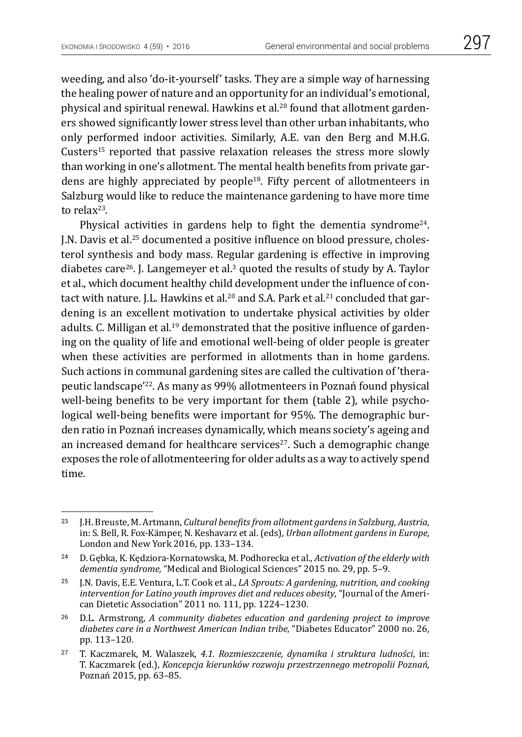weeding, and also 'do-it-yourself' tasks. They are a simple way of harnessing the healing power of nature and an opportunity for an individual's emotional, physical and spiritual renewal. Hawkins et al.[20] found that allotment gardeners showed significantly lower stress level than other urban inhabitants, who only performed indoor activities. Similarly, A.E. van den Berg and M.H.G. Custers[15] reported that passive relaxation releases the stress more slowly than working in one's allotment. The mental health benefits from private gardens are highly appreciated by people[18]. Fifty percent of allotmenteers in Salzburg would like to reduce the maintenance gardening to have more time to relax[23].

Physical activities in gardens help to fight the dementia syndrome[24]. J.N. Davis et al.[25] documented a positive influence on blood pressure, cholesterol synthesis and body mass. Regular gardening is effective in improving diabetes care[26]. J. Langemeyer et al.[3] quoted the results of study by A. Taylor et al., which document healthy child development under the influence of contact with nature. J.L. Hawkins et al.[20] and S.A. Park et al.[21] concluded that gardening is an excellent motivation to undertake physical activities by older adults. C. Milligan et al.[19] demonstrated that the positive influence of gardening on the quality of life and emotional well-being of older people is greater when these activities are performed in allotments than in home gardens. Such actions in communal gardening sites are called the cultivation of 'therapeutic landscape'[22]. As many as 99% allotmenteers in Poznań found physical well-being benefits to be very important for them (table 2), while psychological well-being benefits were important for 95%. The demographic burden ratio in Poznań increases dynamically, which means society's ageing and an increased demand for healthcare services[27]. Such a demographic change exposes the role of allotmenteering for older adults as a way to actively spend time.

---

[23] J.H. Breuste, M. Artmann, *Cultural benefits from allotment gardens in Salzburg, Austria*, in: S. Bell, R. Fox-Kämper, N. Keshavarz et al. (eds), *Urban allotment gardens in Europe*, London and New York 2016, pp. 133–134.

[24] D. Gębka, K. Kędziora-Kornatowska, M. Podhorecka et al., *Activation of the elderly with dementia syndrome,* "Medical and Biological Sciences" 2015 no. 29, pp. 5–9.

[25] J.N. Davis, E.E. Ventura, L.T. Cook et al., *LA Sprouts: A gardening, nutrition, and cooking intervention for Latino youth improves diet and reduces obesity*, "Journal of the American Dietetic Association" 2011 no. 111, pp. 1224–1230.

[26] D.L. Armstrong, *A community diabetes education and gardening project to improve diabetes care in a Northwest American Indian tribe*, "Diabetes Educator" 2000 no. 26, pp. 113–120.

[27] T. Kaczmarek, M. Walaszek, *4.1. Rozmieszczenie, dynamika i struktura ludności*, in: T. Kaczmarek (ed.), *Koncepcja kierunków rozwoju przestrzennego metropolii Poznań*, Poznań 2015, pp. 63–85.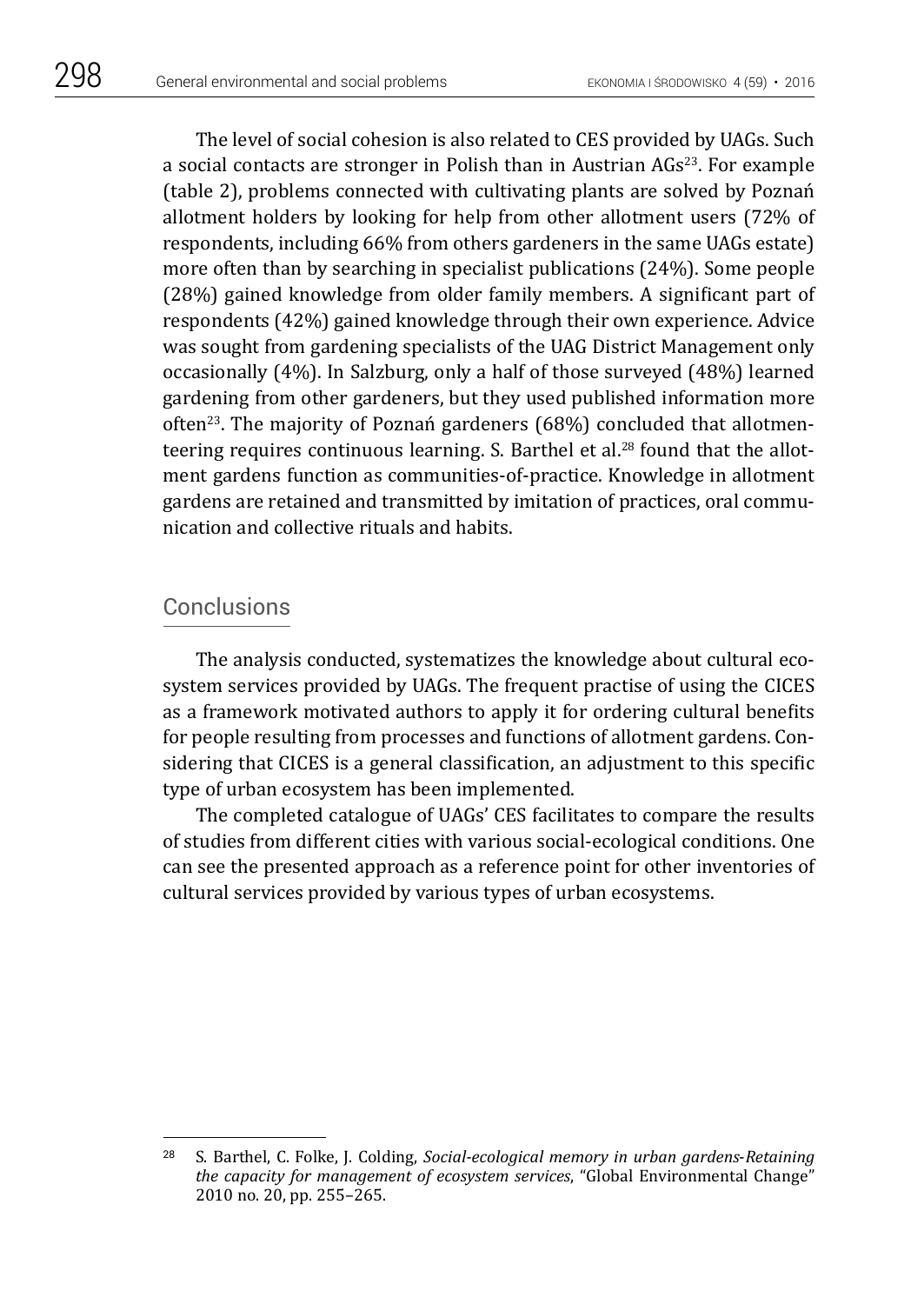The level of social cohesion is also related to CES provided by UAGs. Such a social contacts are stronger in Polish than in Austrian AGs[23]. For example (table 2), problems connected with cultivating plants are solved by Poznań allotment holders by looking for help from other allotment users (72% of respondents, including 66% from others gardeners in the same UAGs estate) more often than by searching in specialist publications (24%). Some people (28%) gained knowledge from older family members. A significant part of respondents (42%) gained knowledge through their own experience. Advice was sought from gardening specialists of the UAG District Management only occasionally (4%). In Salzburg, only a half of those surveyed (48%) learned gardening from other gardeners, but they used published information more often[23]. The majority of Poznań gardeners (68%) concluded that allotmenteering requires continuous learning. S. Barthel et al.[28] found that the allotment gardens function as communities-of-practice. Knowledge in allotment gardens are retained and transmitted by imitation of practices, oral communication and collective rituals and habits.

## Conclusions

The analysis conducted, systematizes the knowledge about cultural ecosystem services provided by UAGs. The frequent practise of using the CICES as a framework motivated authors to apply it for ordering cultural benefits for people resulting from processes and functions of allotment gardens. Considering that CICES is a general classification, an adjustment to this specific type of urban ecosystem has been implemented.

The completed catalogue of UAGs' CES facilitates to compare the results of studies from different cities with various social-ecological conditions. One can see the presented approach as a reference point for other inventories of cultural services provided by various types of urban ecosystems.

---

[28] S. Barthel, C. Folke, J. Colding, *Social-ecological memory in urban gardens-Retaining the capacity for management of ecosystem services*, "Global Environmental Change" 2010 no. 20, pp. 255–265.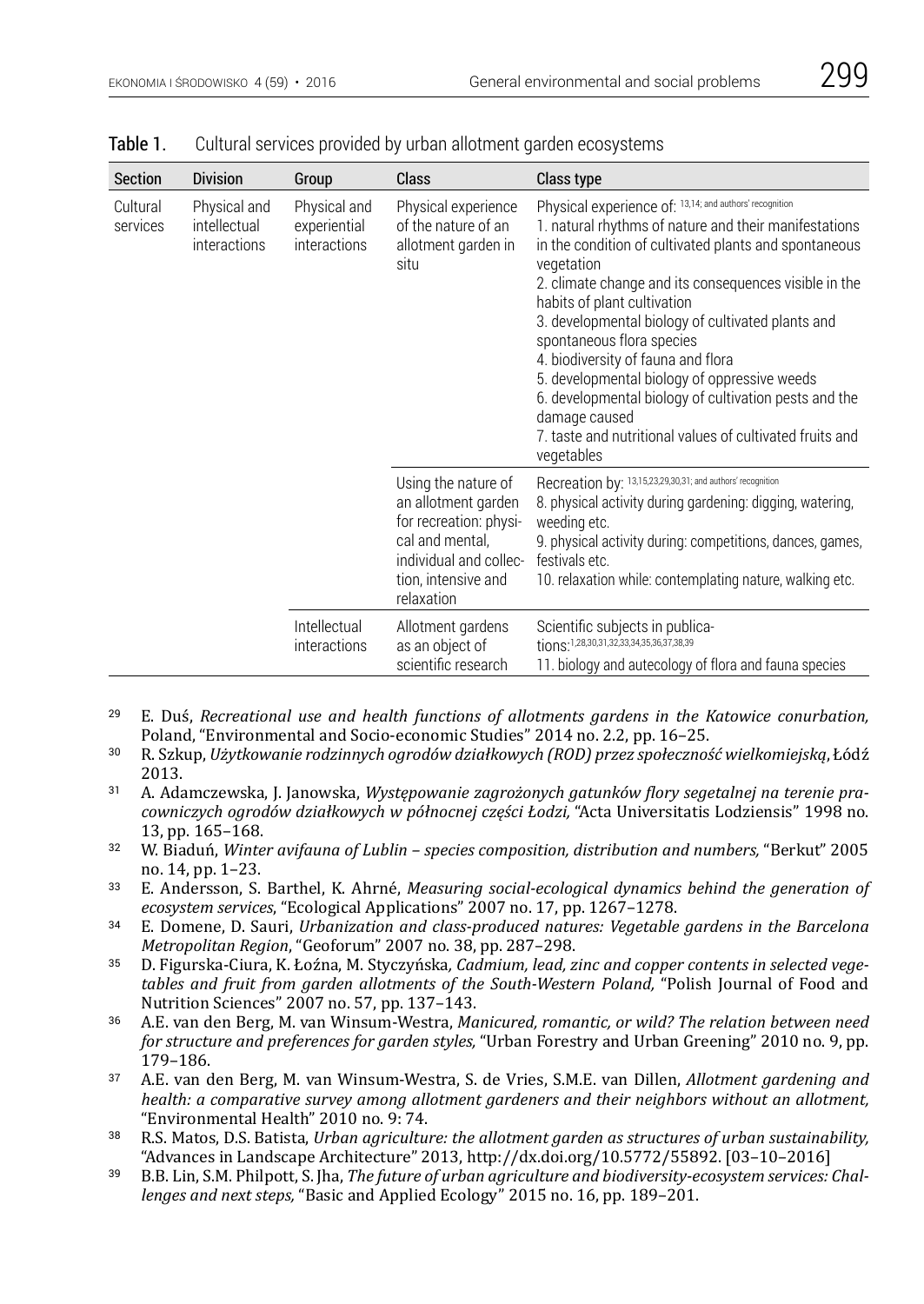Table 1. Cultural services provided by urban allotment garden ecosystems

| Section | Division | Group | Class | Class type |
|---|---|---|---|---|
| Cultural services | Physical and intellectual interactions | Physical and experiential interactions | Physical experience of the nature of an allotment garden in situ | Physical experience of: [13,14; and authors' recognition] 1. natural rhythms of nature and their manifestations in the condition of cultivated plants and spontaneous vegetation 2. climate change and its consequences visible in the habits of plant cultivation 3. developmental biology of cultivated plants and spontaneous flora species 4. biodiversity of fauna and flora 5. developmental biology of oppressive weeds 6. developmental biology of cultivation pests and the damage caused 7. taste and nutritional values of cultivated fruits and vegetables |
| | | | Using the nature of an allotment garden for recreation: physical and mental, individual and collection, intensive and relaxation | Recreation by: [13,15,23,29,30,31; and authors' recognition] 8. physical activity during gardening: digging, watering, weeding etc. 9. physical activity during: competitions, dances, games, festivals etc. 10. relaxation while: contemplating nature, walking etc. |
| | | Intellectual interactions | Allotment gardens as an object of scientific research | Scientific subjects in publications: [1,28,30,31,32,33,34,35,36,37,38,39] 11. biology and autecology of flora and fauna species |

[29] E. Duś, *Recreational use and health functions of allotments gardens in the Katowice conurbation,* Poland, "Environmental and Socio-economic Studies" 2014 no. 2.2, pp. 16–25.

[30] R. Szkup, *Użytkowanie rodzinnych ogrodów działkowych (ROD) przez społeczność wielkomiejską*, Łódź 2013.

[31] A. Adamczewska, J. Janowska, *Występowanie zagrożonych gatunków flory segetalnej na terenie pracowniczych ogrodów działkowych w północnej części Łodzi,* "Acta Universitatis Lodziensis" 1998 no. 13, pp. 165–168.

[32] W. Biaduń, *Winter avifauna of Lublin – species composition, distribution and numbers,* "Berkut" 2005 no. 14, pp. 1–23.

[33] E. Andersson, S. Barthel, K. Ahrné, *Measuring social-ecological dynamics behind the generation of ecosystem services*, "Ecological Applications" 2007 no. 17, pp. 1267–1278.

[34] E. Domene, D. Sauri, *Urbanization and class-produced natures: Vegetable gardens in the Barcelona Metropolitan Region*, "Geoforum" 2007 no. 38, pp. 287–298.

[35] D. Figurska-Ciura, K. Łoźna, M. Styczyńska, *Cadmium, lead, zinc and copper contents in selected vegetables and fruit from garden allotments of the South-Western Poland,* "Polish Journal of Food and Nutrition Sciences" 2007 no. 57, pp. 137–143.

[36] A.E. van den Berg, M. van Winsum-Westra, *Manicured, romantic, or wild? The relation between need for structure and preferences for garden styles,* "Urban Forestry and Urban Greening" 2010 no. 9, pp. 179–186.

[37] A.E. van den Berg, M. van Winsum-Westra, S. de Vries, S.M.E. van Dillen, *Allotment gardening and health: a comparative survey among allotment gardeners and their neighbors without an allotment,* "Environmental Health" 2010 no. 9: 74.

[38] R.S. Matos, D.S. Batista, *Urban agriculture: the allotment garden as structures of urban sustainability,* "Advances in Landscape Architecture" 2013, http://dx.doi.org/10.5772/55892. [03–10–2016]

[39] B.B. Lin, S.M. Philpott, S. Jha, *The future of urban agriculture and biodiversity-ecosystem services: Challenges and next steps,* "Basic and Applied Ecology" 2015 no. 16, pp. 189–201.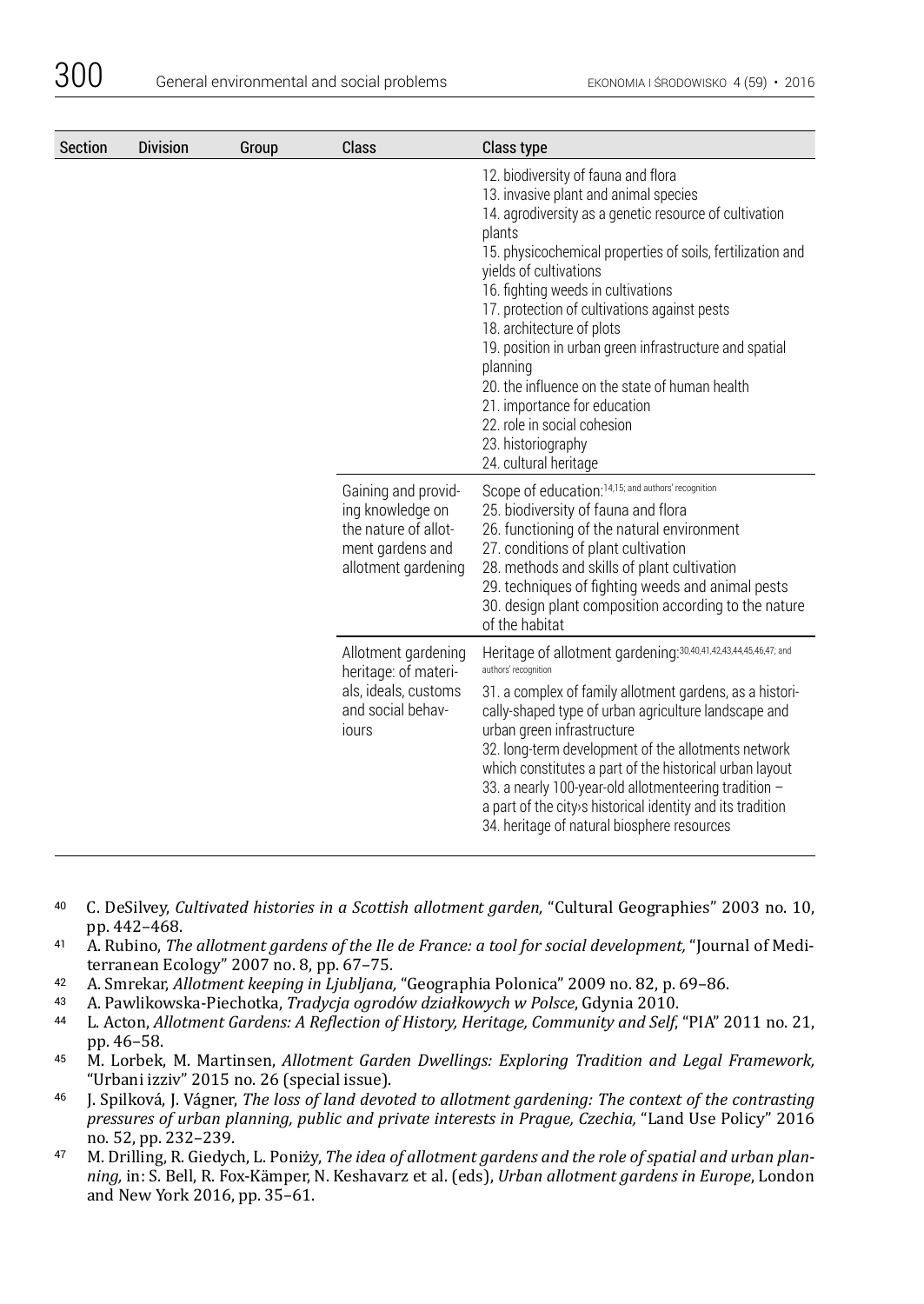| Section | Division | Group | Class | Class type |
|---|---|---|---|---|
| | | | | 12. biodiversity of fauna and flora<br>13. invasive plant and animal species<br>14. agrodiversity as a genetic resource of cultivation plants<br>15. physicochemical properties of soils, fertilization and yields of cultivations<br>16. fighting weeds in cultivations<br>17. protection of cultivations against pests<br>18. architecture of plots<br>19. position in urban green infrastructure and spatial planning<br>20. the influence on the state of human health<br>21. importance for education<br>22. role in social cohesion<br>23. historiography<br>24. cultural heritage |
| | | | Gaining and providing knowledge on the nature of allotment gardens and allotment gardening | Scope of education:[14,15; and authors' recognition]<br>25. biodiversity of fauna and flora<br>26. functioning of the natural environment<br>27. conditions of plant cultivation<br>28. methods and skills of plant cultivation<br>29. techniques of fighting weeds and animal pests<br>30. design plant composition according to the nature of the habitat |
| | | | Allotment gardening heritage: of materials, ideals, customs and social behaviours | Heritage of allotment gardening:[30,40,41,42,43,44,45,46,47; and authors' recognition]<br>31. a complex of family allotment gardens, as a historically-shaped type of urban agriculture landscape and urban green infrastructure<br>32. long-term development of the allotments network which constitutes a part of the historical urban layout<br>33. a nearly 100-year-old allotmenteering tradition – a part of the city›s historical identity and its tradition<br>34. heritage of natural biosphere resources |

40 C. DeSilvey, *Cultivated histories in a Scottish allotment garden,* "Cultural Geographies" 2003 no. 10, pp. 442–468.

41 A. Rubino, *The allotment gardens of the Ile de France: a tool for social development,* "Journal of Mediterranean Ecology" 2007 no. 8, pp. 67–75.

42 A. Smrekar, *Allotment keeping in Ljubljana,* "Geographia Polonica" 2009 no. 82, p. 69–86.

43 A. Pawlikowska-Piechotka, *Tradycja ogrodów działkowych w Polsce*, Gdynia 2010.

44 L. Acton, *Allotment Gardens: A Reflection of History, Heritage, Community and Self*, "PIA" 2011 no. 21, pp. 46–58.

45 M. Lorbek, M. Martinsen, *Allotment Garden Dwellings: Exploring Tradition and Legal Framework,* "Urbani izziv" 2015 no. 26 (special issue).

46 J. Spilková, J. Vágner, *The loss of land devoted to allotment gardening: The context of the contrasting pressures of urban planning, public and private interests in Prague, Czechia,* "Land Use Policy" 2016 no. 52, pp. 232–239.

47 M. Drilling, R. Giedych, L. Poniży, *The idea of allotment gardens and the role of spatial and urban planning,* in: S. Bell, R. Fox-Kämper, N. Keshavarz et al. (eds), *Urban allotment gardens in Europe*, London and New York 2016, pp. 35–61.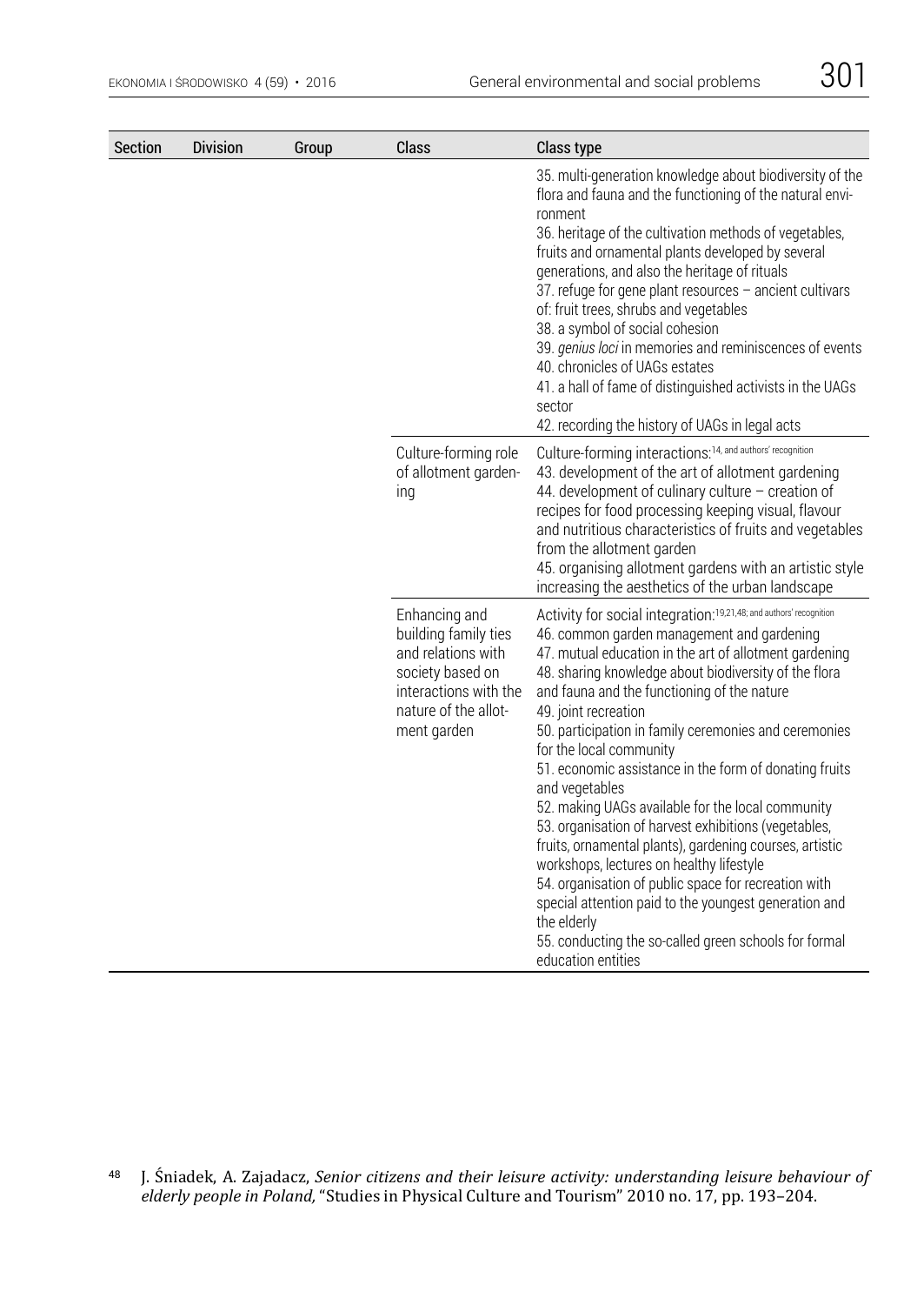| Section | Division | Group | Class | Class type |
|---|---|---|---|---|
| | | | | 35. multi-generation knowledge about biodiversity of the flora and fauna and the functioning of the natural environment<br>36. heritage of the cultivation methods of vegetables, fruits and ornamental plants developed by several generations, and also the heritage of rituals<br>37. refuge for gene plant resources – ancient cultivars of: fruit trees, shrubs and vegetables<br>38. a symbol of social cohesion<br>39. *genius loci* in memories and reminiscences of events<br>40. chronicles of UAGs estates<br>41. a hall of fame of distinguished activists in the UAGs sector<br>42. recording the history of UAGs in legal acts |
| | | | Culture-forming role of allotment gardening | Culture-forming interactions:[14, and authors' recognition]<br>43. development of the art of allotment gardening<br>44. development of culinary culture – creation of recipes for food processing keeping visual, flavour and nutritious characteristics of fruits and vegetables from the allotment garden<br>45. organising allotment gardens with an artistic style increasing the aesthetics of the urban landscape |
| | | | Enhancing and building family ties and relations with society based on interactions with the nature of the allotment garden | Activity for social integration:[19,21,48; and authors' recognition]<br>46. common garden management and gardening<br>47. mutual education in the art of allotment gardening<br>48. sharing knowledge about biodiversity of the flora and fauna and the functioning of the nature<br>49. joint recreation<br>50. participation in family ceremonies and ceremonies for the local community<br>51. economic assistance in the form of donating fruits and vegetables<br>52. making UAGs available for the local community<br>53. organisation of harvest exhibitions (vegetables, fruits, ornamental plants), gardening courses, artistic workshops, lectures on healthy lifestyle<br>54. organisation of public space for recreation with special attention paid to the youngest generation and the elderly<br>55. conducting the so-called green schools for formal education entities |

[48] J. Śniadek, A. Zajadacz, *Senior citizens and their leisure activity: understanding leisure behaviour of elderly people in Poland,* "Studies in Physical Culture and Tourism" 2010 no. 17, pp. 193–204.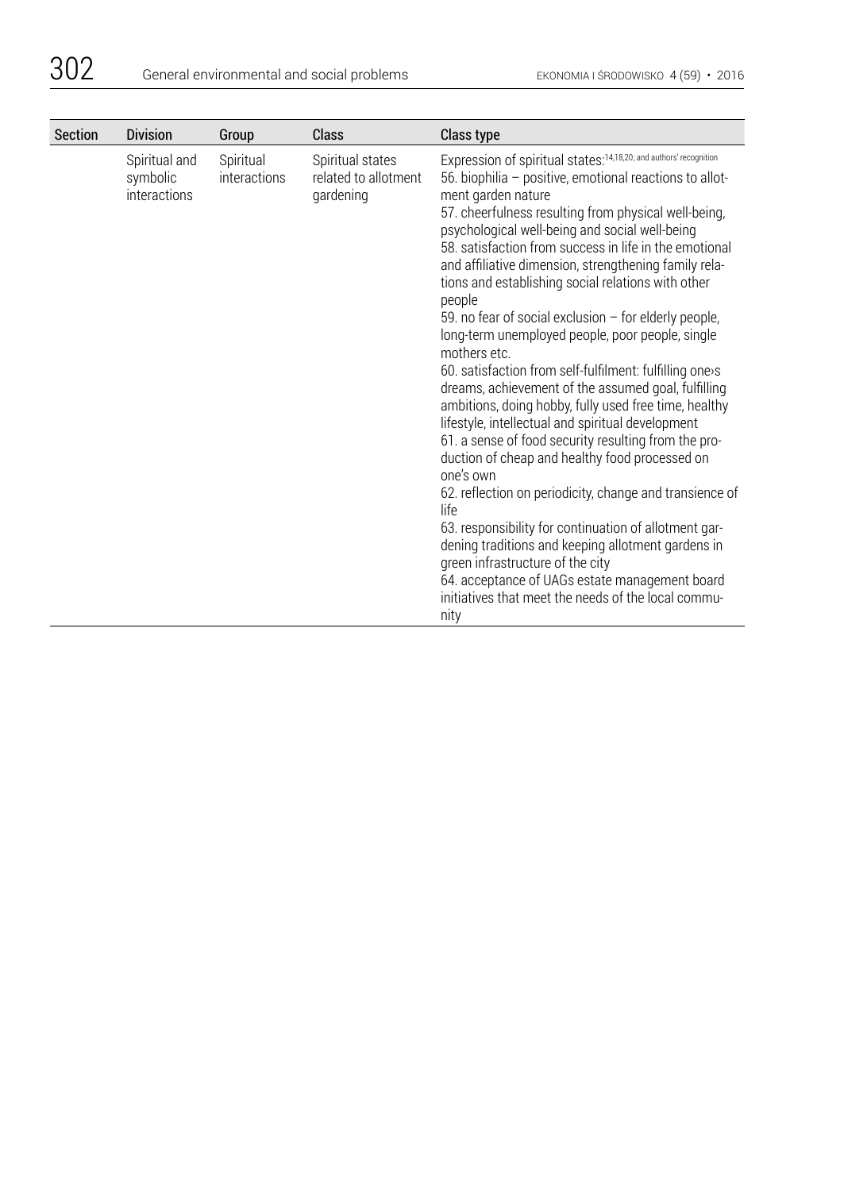| Section | Division | Group | Class | Class type |
|---|---|---|---|---|
| | Spiritual and symbolic interactions | Spiritual interactions | Spiritual states related to allotment gardening | Expression of spiritual states:[14,18,20; and authors' recognition]<br>56. biophilia – positive, emotional reactions to allotment garden nature<br>57. cheerfulness resulting from physical well-being, psychological well-being and social well-being<br>58. satisfaction from success in life in the emotional and affiliative dimension, strengthening family relations and establishing social relations with other people<br>59. no fear of social exclusion – for elderly people, long-term unemployed people, poor people, single mothers etc.<br>60. satisfaction from self-fulfilment: fulfilling one›s dreams, achievement of the assumed goal, fulfilling ambitions, doing hobby, fully used free time, healthy lifestyle, intellectual and spiritual development<br>61. a sense of food security resulting from the production of cheap and healthy food processed on one's own<br>62. reflection on periodicity, change and transience of life<br>63. responsibility for continuation of allotment gardening traditions and keeping allotment gardens in green infrastructure of the city<br>64. acceptance of UAGs estate management board initiatives that meet the needs of the local community |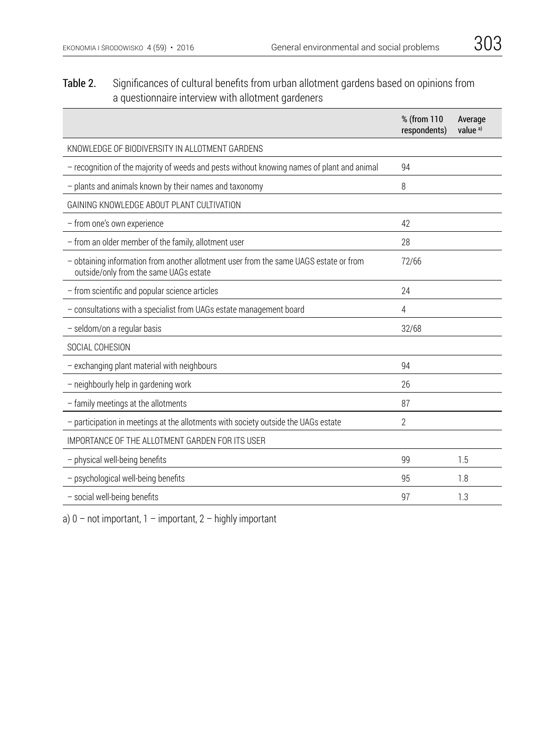**Table 2.** Significances of cultural benefits from urban allotment gardens based on opinions from a questionnaire interview with allotment gardeners

| | % (from 110 respondents) | Average value [a)] |
|---|---|---|
| KNOWLEDGE OF BIODIVERSITY IN ALLOTMENT GARDENS | | |
| – recognition of the majority of weeds and pests without knowing names of plant and animal | 94 | |
| – plants and animals known by their names and taxonomy | 8 | |
| GAINING KNOWLEDGE ABOUT PLANT CULTIVATION | | |
| – from one's own experience | 42 | |
| – from an older member of the family, allotment user | 28 | |
| – obtaining information from another allotment user from the same UAGS estate or from outside/only from the same UAGs estate | 72/66 | |
| – from scientific and popular science articles | 24 | |
| – consultations with a specialist from UAGs estate management board | 4 | |
| – seldom/on a regular basis | 32/68 | |
| SOCIAL COHESION | | |
| – exchanging plant material with neighbours | 94 | |
| – neighbourly help in gardening work | 26 | |
| – family meetings at the allotments | 87 | |
| – participation in meetings at the allotments with society outside the UAGs estate | 2 | |
| IMPORTANCE OF THE ALLOTMENT GARDEN FOR ITS USER | | |
| – physical well-being benefits | 99 | 1.5 |
| – psychological well-being benefits | 95 | 1.8 |
| – social well-being benefits | 97 | 1.3 |

a) 0 – not important, 1 – important, 2 – highly important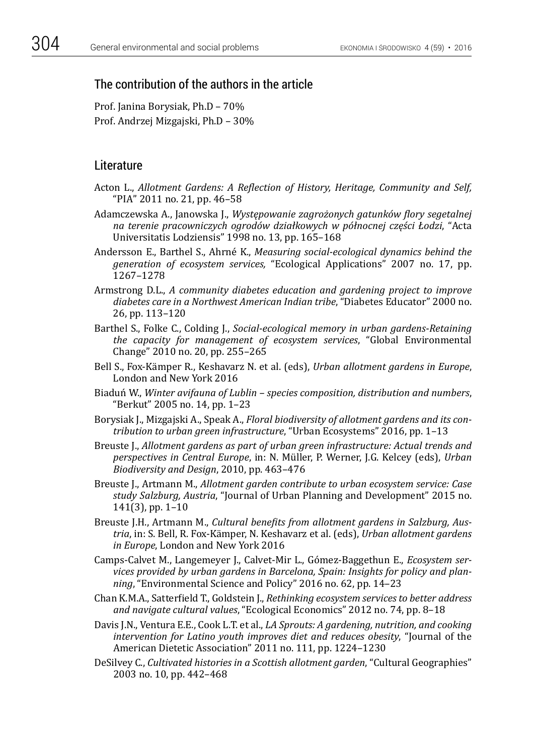## The contribution of the authors in the article

Prof. Janina Borysiak, Ph.D – 70%

Prof. Andrzej Mizgajski, Ph.D – 30%

## Literature

Acton L., *Allotment Gardens: A Reflection of History, Heritage, Community and Self,* "PIA" 2011 no. 21, pp. 46–58

Adamczewska A., Janowska J., *Występowanie zagrożonych gatunków flory segetalnej na terenie pracowniczych ogrodów działkowych w północnej części Łodzi*, "Acta Universitatis Lodziensis" 1998 no. 13, pp. 165–168

Andersson E., Barthel S., Ahrné K., *Measuring social-ecological dynamics behind the generation of ecosystem services,* "Ecological Applications" 2007 no. 17, pp. 1267–1278

Armstrong D.L., *A community diabetes education and gardening project to improve diabetes care in a Northwest American Indian tribe*, "Diabetes Educator" 2000 no. 26, pp. 113–120

Barthel S., Folke C., Colding J., *Social-ecological memory in urban gardens-Retaining the capacity for management of ecosystem services*, "Global Environmental Change" 2010 no. 20, pp. 255–265

Bell S., Fox-Kämper R., Keshavarz N. et al. (eds), *Urban allotment gardens in Europe*, London and New York 2016

Biaduń W., *Winter avifauna of Lublin – species composition, distribution and numbers*, "Berkut" 2005 no. 14, pp. 1–23

Borysiak J., Mizgajski A., Speak A., *Floral biodiversity of allotment gardens and its contribution to urban green infrastructure*, "Urban Ecosystems" 2016, pp. 1–13

Breuste J., *Allotment gardens as part of urban green infrastructure: Actual trends and perspectives in Central Europe*, in: N. Müller, P. Werner, J.G. Kelcey (eds), *Urban Biodiversity and Design*, 2010, pp. 463–476

Breuste J., Artmann M., *Allotment garden contribute to urban ecosystem service: Case study Salzburg, Austria*, "Journal of Urban Planning and Development" 2015 no. 141(3), pp. 1–10

Breuste J.H., Artmann M., *Cultural benefits from allotment gardens in Salzburg, Austria*, in: S. Bell, R. Fox-Kämper, N. Keshavarz et al. (eds), *Urban allotment gardens in Europe*, London and New York 2016

Camps-Calvet M., Langemeyer J., Calvet-Mir L., Gómez-Baggethun E., *Ecosystem services provided by urban gardens in Barcelona, Spain: Insights for policy and planning*, "Environmental Science and Policy" 2016 no. 62, pp. 14–23

Chan K.M.A., Satterfield T., Goldstein J., *Rethinking ecosystem services to better address and navigate cultural values*, "Ecological Economics" 2012 no. 74, pp. 8–18

Davis J.N., Ventura E.E., Cook L.T. et al., *LA Sprouts: A gardening, nutrition, and cooking intervention for Latino youth improves diet and reduces obesity*, "Journal of the American Dietetic Association" 2011 no. 111, pp. 1224–1230

DeSilvey C., *Cultivated histories in a Scottish allotment garden*, "Cultural Geographies" 2003 no. 10, pp. 442–468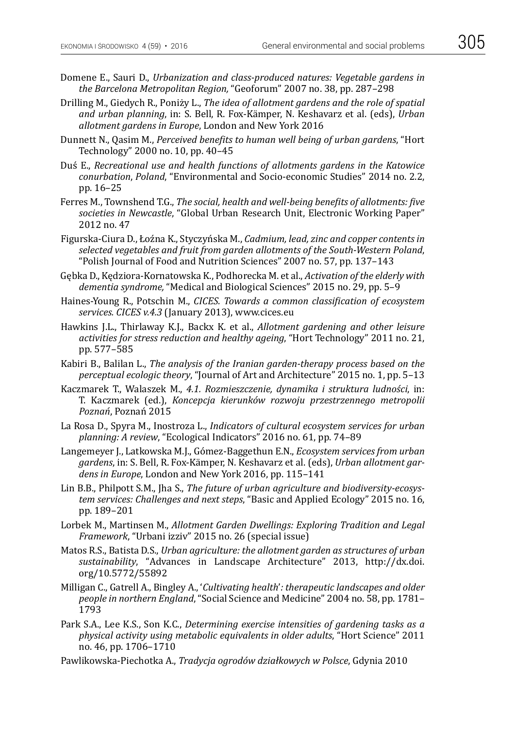Domene E., Sauri D., *Urbanization and class-produced natures: Vegetable gardens in the Barcelona Metropolitan Region,* "Geoforum" 2007 no. 38, pp. 287–298

Drilling M., Giedych R., Poniży L., *The idea of allotment gardens and the role of spatial and urban planning*, in: S. Bell, R. Fox-Kämper, N. Keshavarz et al. (eds), *Urban allotment gardens in Europe*, London and New York 2016

Dunnett N., Qasim M., *Perceived benefits to human well being of urban gardens*, "Hort Technology" 2000 no. 10, pp. 40–45

Duś E., *Recreational use and health functions of allotments gardens in the Katowice conurbation*, *Poland*, "Environmental and Socio-economic Studies" 2014 no. 2.2, pp. 16–25

Ferres M., Townshend T.G., *The social, health and well-being benefits of allotments: five societies in Newcastle*, "Global Urban Research Unit, Electronic Working Paper" 2012 no. 47

Figurska-Ciura D., Łoźna K., Styczyńska M., *Cadmium, lead, zinc and copper contents in selected vegetables and fruit from garden allotments of the South-Western Poland*, "Polish Journal of Food and Nutrition Sciences" 2007 no. 57, pp. 137–143

Gębka D., Kędziora-Kornatowska K., Podhorecka M. et al., *Activation of the elderly with dementia syndrome,* "Medical and Biological Sciences" 2015 no. 29, pp. 5–9

Haines-Young R., Potschin M., *CICES. Towards a common classification of ecosystem services. CICES v.4.3* (January 2013), www.cices.eu

Hawkins J.L., Thirlaway K.J., Backx K. et al., *Allotment gardening and other leisure activities for stress reduction and healthy ageing*, "Hort Technology" 2011 no. 21, pp. 577–585

Kabiri B., Balilan L., *The analysis of the Iranian garden-therapy process based on the perceptual ecologic theory*, "Journal of Art and Architecture" 2015 no. 1, pp. 5–13

Kaczmarek T., Walaszek M., *4.1. Rozmieszczenie, dynamika i struktura ludności*, in: T. Kaczmarek (ed.), *Koncepcja kierunków rozwoju przestrzennego metropolii Poznań*, Poznań 2015

La Rosa D., Spyra M., Inostroza L., *Indicators of cultural ecosystem services for urban planning: A review*, "Ecological Indicators" 2016 no. 61, pp. 74–89

Langemeyer J., Latkowska M.J., Gómez-Baggethun E.N., *Ecosystem services from urban gardens*, in: S. Bell, R. Fox-Kämper, N. Keshavarz et al. (eds), *Urban allotment gardens in Europe*, London and New York 2016, pp. 115–141

Lin B.B., Philpott S.M., Jha S., *The future of urban agriculture and biodiversity-ecosystem services: Challenges and next steps*, "Basic and Applied Ecology" 2015 no. 16, pp. 189–201

Lorbek M., Martinsen M., *Allotment Garden Dwellings: Exploring Tradition and Legal Framework*, "Urbani izziv" 2015 no. 26 (special issue)

Matos R.S., Batista D.S., *Urban agriculture: the allotment garden as structures of urban sustainability*, "Advances in Landscape Architecture" 2013, http://dx.doi.org/10.5772/55892

Milligan C., Gatrell A., Bingley A., '*Cultivating health*'*: therapeutic landscapes and older people in northern England*, "Social Science and Medicine" 2004 no. 58, pp. 1781–1793

Park S.A., Lee K.S., Son K.C., *Determining exercise intensities of gardening tasks as a physical activity using metabolic equivalents in older adults*, "Hort Science" 2011 no. 46, pp. 1706–1710

Pawlikowska-Piechotka A., *Tradycja ogrodów działkowych w Polsce*, Gdynia 2010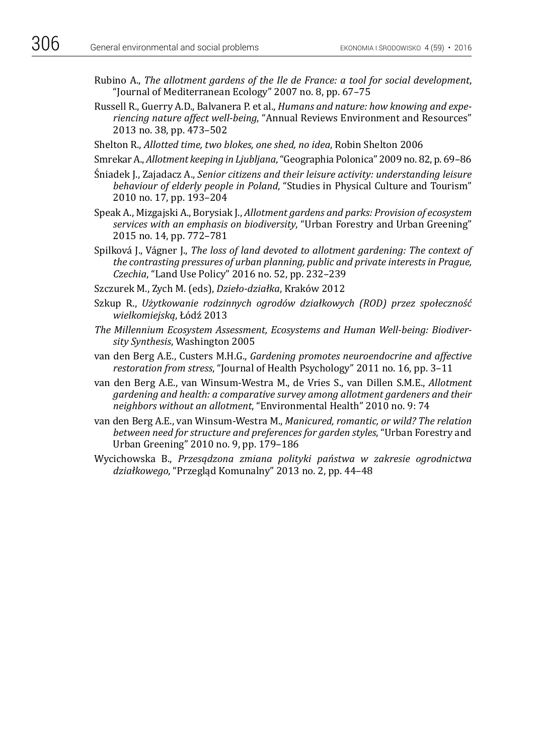Rubino A., *The allotment gardens of the Ile de France: a tool for social development*, "Journal of Mediterranean Ecology" 2007 no. 8, pp. 67–75

Russell R., Guerry A.D., Balvanera P. et al., *Humans and nature: how knowing and experiencing nature affect well-being*, "Annual Reviews Environment and Resources" 2013 no. 38, pp. 473–502

Shelton R., *Allotted time, two blokes, one shed, no idea*, Robin Shelton 2006

Smrekar A., *Allotment keeping in Ljubljana*, "Geographia Polonica" 2009 no. 82, p. 69–86

Śniadek J., Zajadacz A., *Senior citizens and their leisure activity: understanding leisure behaviour of elderly people in Poland*, "Studies in Physical Culture and Tourism" 2010 no. 17, pp. 193–204

Speak A., Mizgajski A., Borysiak J., *Allotment gardens and parks: Provision of ecosystem services with an emphasis on biodiversity*, "Urban Forestry and Urban Greening" 2015 no. 14, pp. 772–781

Spilková J., Vágner J., *The loss of land devoted to allotment gardening: The context of the contrasting pressures of urban planning, public and private interests in Prague, Czechia*, "Land Use Policy" 2016 no. 52, pp. 232–239

Szczurek M., Zych M. (eds), *Dzieło-działka*, Kraków 2012

Szkup R., *Użytkowanie rodzinnych ogrodów działkowych (ROD) przez społeczność wielkomiejską*, Łódź 2013

*The Millennium Ecosystem Assessment, Ecosystems and Human Well-being: Biodiversity Synthesis*, Washington 2005

van den Berg A.E., Custers M.H.G., *Gardening promotes neuroendocrine and affective restoration from stress*, "Journal of Health Psychology" 2011 no. 16, pp. 3–11

van den Berg A.E., van Winsum-Westra M., de Vries S., van Dillen S.M.E., *Allotment gardening and health: a comparative survey among allotment gardeners and their neighbors without an allotment*, "Environmental Health" 2010 no. 9: 74

van den Berg A.E., van Winsum-Westra M., *Manicured, romantic, or wild? The relation between need for structure and preferences for garden styles*, "Urban Forestry and Urban Greening" 2010 no. 9, pp. 179–186

Wycichowska B., *Przesądzona zmiana polityki państwa w zakresie ogrodnictwa działkowego*, "Przegląd Komunalny" 2013 no. 2, pp. 44–48